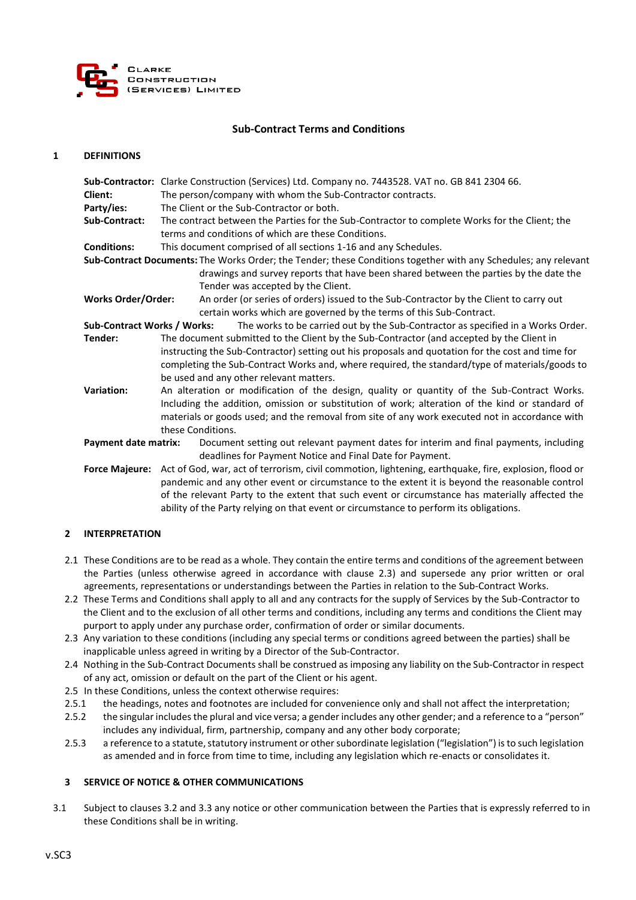Clarke Construction (Services) Limited

## Sub-Contract Terms and Conditions

### 1 DEFINITIONS

**Sub-Contractor:** Clarke Construction (Services) Ltd. Company no. 7443528. VAT no. GB 841 2304 66.

**Client:** The person/company with whom the Sub-Contractor contracts.

**Party/ies:** The Client or the Sub-Contractor or both.

**Sub-Contract:** The contract between the Parties for the Sub-Contractor to complete Works for the Client; the terms and conditions of which are these Conditions.

**Conditions:** This document comprised of all sections 1-16 and any Schedules.

**Sub-Contract Documents:** The Works Order; the Tender; these Conditions together with any Schedules; any relevant drawings and survey reports that have been shared between the parties by the date the Tender was accepted by the Client.

**Works Order/Order:** An order (or series of orders) issued to the Sub-Contractor by the Client to carry out certain works which are governed by the terms of this Sub-Contract.

**Sub-Contract Works / Works:** The works to be carried out by the Sub-Contractor as specified in a Works Order.

**Tender:** The document submitted to the Client by the Sub-Contractor (and accepted by the Client in instructing the Sub-Contractor) setting out his proposals and quotation for the cost and time for completing the Sub-Contract Works and, where required, the standard/type of materials/goods to be used and any other relevant matters.

**Variation:** An alteration or modification of the design, quality or quantity of the Sub-Contract Works. Including the addition, omission or substitution of work; alteration of the kind or standard of materials or goods used; and the removal from site of any work executed not in accordance with these Conditions.

**Payment date matrix:** Document setting out relevant payment dates for interim and final payments, including deadlines for Payment Notice and Final Date for Payment.

**Force Majeure:** Act of God, war, act of terrorism, civil commotion, lightening, earthquake, fire, explosion, flood or pandemic and any other event or circumstance to the extent it is beyond the reasonable control of the relevant Party to the extent that such event or circumstance has materially affected the ability of the Party relying on that event or circumstance to perform its obligations.

### 2 INTERPRETATION

2.1 These Conditions are to be read as a whole. They contain the entire terms and conditions of the agreement between the Parties (unless otherwise agreed in accordance with clause 2.3) and supersede any prior written or oral agreements, representations or understandings between the Parties in relation to the Sub-Contract Works.

2.2 These Terms and Conditions shall apply to all and any contracts for the supply of Services by the Sub-Contractor to the Client and to the exclusion of all other terms and conditions, including any terms and conditions the Client may purport to apply under any purchase order, confirmation of order or similar documents.

2.3 Any variation to these conditions (including any special terms or conditions agreed between the parties) shall be inapplicable unless agreed in writing by a Director of the Sub-Contractor.

2.4 Nothing in the Sub-Contract Documents shall be construed as imposing any liability on the Sub-Contractor in respect of any act, omission or default on the part of the Client or his agent.

2.5 In these Conditions, unless the context otherwise requires:

2.5.1 the headings, notes and footnotes are included for convenience only and shall not affect the interpretation;

2.5.2 the singular includes the plural and vice versa; a gender includes any other gender; and a reference to a "person" includes any individual, firm, partnership, company and any other body corporate;

2.5.3 a reference to a statute, statutory instrument or other subordinate legislation ("legislation") is to such legislation as amended and in force from time to time, including any legislation which re-enacts or consolidates it.

### 3 SERVICE OF NOTICE & OTHER COMMUNICATIONS

3.1 Subject to clauses 3.2 and 3.3 any notice or other communication between the Parties that is expressly referred to in these Conditions shall be in writing.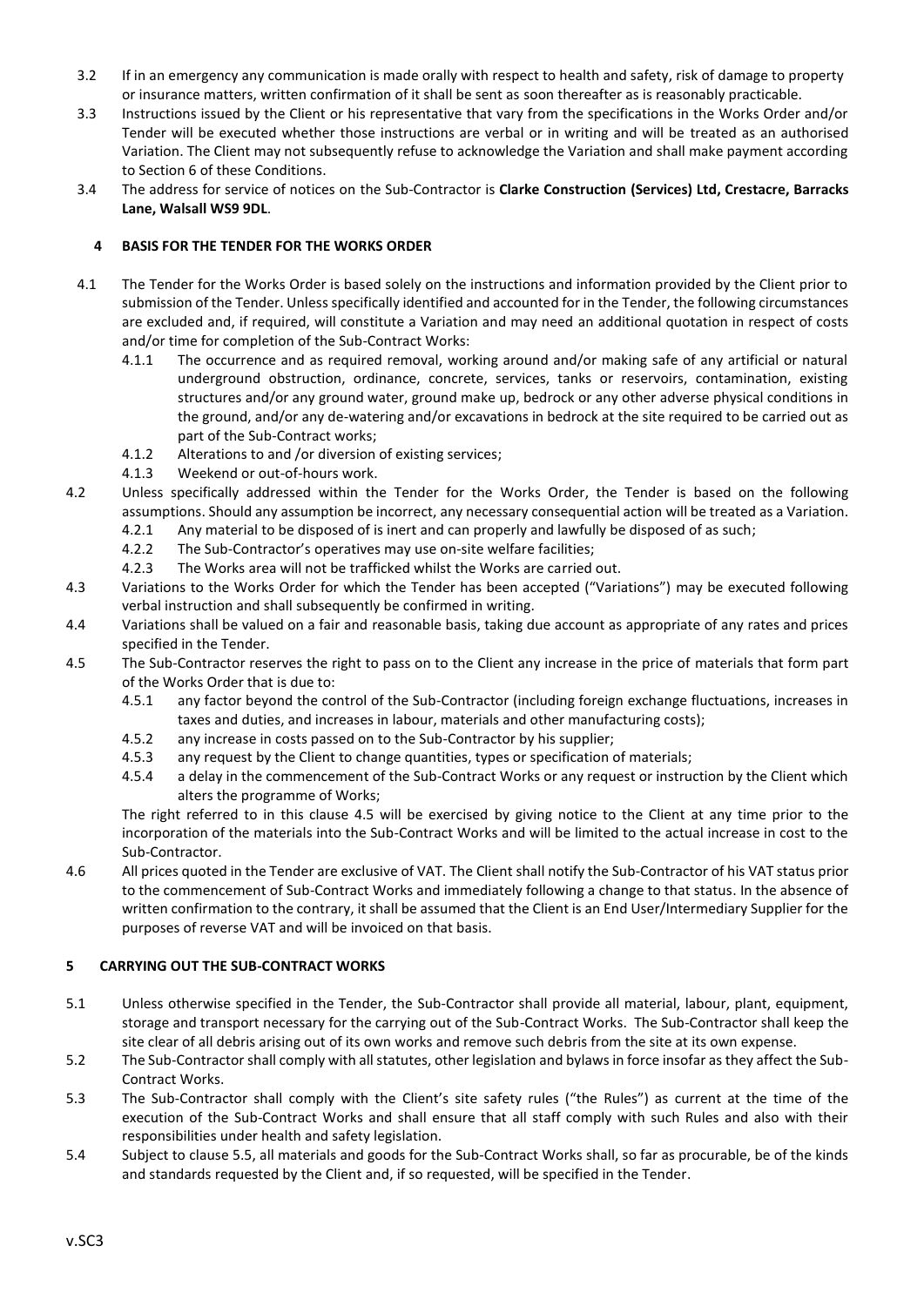3.2 If in an emergency any communication is made orally with respect to health and safety, risk of damage to property or insurance matters, written confirmation of it shall be sent as soon thereafter as is reasonably practicable.

3.3 Instructions issued by the Client or his representative that vary from the specifications in the Works Order and/or Tender will be executed whether those instructions are verbal or in writing and will be treated as an authorised Variation. The Client may not subsequently refuse to acknowledge the Variation and shall make payment according to Section 6 of these Conditions.

3.4 The address for service of notices on the Sub-Contractor is **Clarke Construction (Services) Ltd, Crestacre, Barracks Lane, Walsall WS9 9DL**.

## 4 BASIS FOR THE TENDER FOR THE WORKS ORDER

4.1 The Tender for the Works Order is based solely on the instructions and information provided by the Client prior to submission of the Tender. Unless specifically identified and accounted for in the Tender, the following circumstances are excluded and, if required, will constitute a Variation and may need an additional quotation in respect of costs and/or time for completion of the Sub-Contract Works:

4.1.1 The occurrence and as required removal, working around and/or making safe of any artificial or natural underground obstruction, ordinance, concrete, services, tanks or reservoirs, contamination, existing structures and/or any ground water, ground make up, bedrock or any other adverse physical conditions in the ground, and/or any de-watering and/or excavations in bedrock at the site required to be carried out as part of the Sub-Contract works;

4.1.2 Alterations to and /or diversion of existing services;

4.1.3 Weekend or out-of-hours work.

4.2 Unless specifically addressed within the Tender for the Works Order, the Tender is based on the following assumptions. Should any assumption be incorrect, any necessary consequential action will be treated as a Variation.

4.2.1 Any material to be disposed of is inert and can properly and lawfully be disposed of as such;

4.2.2 The Sub-Contractor's operatives may use on-site welfare facilities;

4.2.3 The Works area will not be trafficked whilst the Works are carried out.

4.3 Variations to the Works Order for which the Tender has been accepted ("Variations") may be executed following verbal instruction and shall subsequently be confirmed in writing.

4.4 Variations shall be valued on a fair and reasonable basis, taking due account as appropriate of any rates and prices specified in the Tender.

4.5 The Sub-Contractor reserves the right to pass on to the Client any increase in the price of materials that form part of the Works Order that is due to:

4.5.1 any factor beyond the control of the Sub-Contractor (including foreign exchange fluctuations, increases in taxes and duties, and increases in labour, materials and other manufacturing costs);

4.5.2 any increase in costs passed on to the Sub-Contractor by his supplier;

4.5.3 any request by the Client to change quantities, types or specification of materials;

4.5.4 a delay in the commencement of the Sub-Contract Works or any request or instruction by the Client which alters the programme of Works;

The right referred to in this clause 4.5 will be exercised by giving notice to the Client at any time prior to the incorporation of the materials into the Sub-Contract Works and will be limited to the actual increase in cost to the Sub-Contractor.

4.6 All prices quoted in the Tender are exclusive of VAT. The Client shall notify the Sub-Contractor of his VAT status prior to the commencement of Sub-Contract Works and immediately following a change to that status. In the absence of written confirmation to the contrary, it shall be assumed that the Client is an End User/Intermediary Supplier for the purposes of reverse VAT and will be invoiced on that basis.

## 5 CARRYING OUT THE SUB-CONTRACT WORKS

5.1 Unless otherwise specified in the Tender, the Sub-Contractor shall provide all material, labour, plant, equipment, storage and transport necessary for the carrying out of the Sub-Contract Works. The Sub-Contractor shall keep the site clear of all debris arising out of its own works and remove such debris from the site at its own expense.

5.2 The Sub-Contractor shall comply with all statutes, other legislation and bylaws in force insofar as they affect the Sub-Contract Works.

5.3 The Sub-Contractor shall comply with the Client's site safety rules ("the Rules") as current at the time of the execution of the Sub-Contract Works and shall ensure that all staff comply with such Rules and also with their responsibilities under health and safety legislation.

5.4 Subject to clause 5.5, all materials and goods for the Sub-Contract Works shall, so far as procurable, be of the kinds and standards requested by the Client and, if so requested, will be specified in the Tender.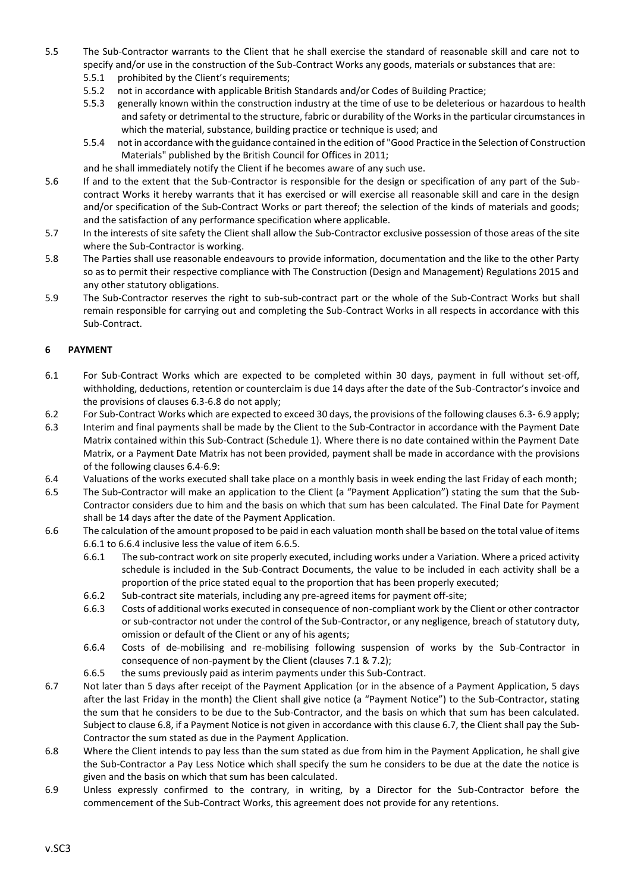5.5 The Sub-Contractor warrants to the Client that he shall exercise the standard of reasonable skill and care not to specify and/or use in the construction of the Sub-Contract Works any goods, materials or substances that are:

- 5.5.1 prohibited by the Client's requirements;
- 5.5.2 not in accordance with applicable British Standards and/or Codes of Building Practice;
- 5.5.3 generally known within the construction industry at the time of use to be deleterious or hazardous to health and safety or detrimental to the structure, fabric or durability of the Works in the particular circumstances in which the material, substance, building practice or technique is used; and
- 5.5.4 not in accordance with the guidance contained in the edition of "Good Practice in the Selection of Construction Materials" published by the British Council for Offices in 2011;

and he shall immediately notify the Client if he becomes aware of any such use.

5.6 If and to the extent that the Sub-Contractor is responsible for the design or specification of any part of the Sub-contract Works it hereby warrants that it has exercised or will exercise all reasonable skill and care in the design and/or specification of the Sub-Contract Works or part thereof; the selection of the kinds of materials and goods; and the satisfaction of any performance specification where applicable.

5.7 In the interests of site safety the Client shall allow the Sub-Contractor exclusive possession of those areas of the site where the Sub-Contractor is working.

5.8 The Parties shall use reasonable endeavours to provide information, documentation and the like to the other Party so as to permit their respective compliance with The Construction (Design and Management) Regulations 2015 and any other statutory obligations.

5.9 The Sub-Contractor reserves the right to sub-sub-contract part or the whole of the Sub-Contract Works but shall remain responsible for carrying out and completing the Sub-Contract Works in all respects in accordance with this Sub-Contract.

## 6 PAYMENT

6.1 For Sub-Contract Works which are expected to be completed within 30 days, payment in full without set-off, withholding, deductions, retention or counterclaim is due 14 days after the date of the Sub-Contractor's invoice and the provisions of clauses 6.3-6.8 do not apply;

6.2 For Sub-Contract Works which are expected to exceed 30 days, the provisions of the following clauses 6.3- 6.9 apply;

6.3 Interim and final payments shall be made by the Client to the Sub-Contractor in accordance with the Payment Date Matrix contained within this Sub-Contract (Schedule 1). Where there is no date contained within the Payment Date Matrix, or a Payment Date Matrix has not been provided, payment shall be made in accordance with the provisions of the following clauses 6.4-6.9:

6.4 Valuations of the works executed shall take place on a monthly basis in week ending the last Friday of each month;

6.5 The Sub-Contractor will make an application to the Client (a "Payment Application") stating the sum that the Sub-Contractor considers due to him and the basis on which that sum has been calculated. The Final Date for Payment shall be 14 days after the date of the Payment Application.

6.6 The calculation of the amount proposed to be paid in each valuation month shall be based on the total value of items 6.6.1 to 6.6.4 inclusive less the value of item 6.6.5.

- 6.6.1 The sub-contract work on site properly executed, including works under a Variation. Where a priced activity schedule is included in the Sub-Contract Documents, the value to be included in each activity shall be a proportion of the price stated equal to the proportion that has been properly executed;
- 6.6.2 Sub-contract site materials, including any pre-agreed items for payment off-site;
- 6.6.3 Costs of additional works executed in consequence of non-compliant work by the Client or other contractor or sub-contractor not under the control of the Sub-Contractor, or any negligence, breach of statutory duty, omission or default of the Client or any of his agents;
- 6.6.4 Costs of de-mobilising and re-mobilising following suspension of works by the Sub-Contractor in consequence of non-payment by the Client (clauses 7.1 & 7.2);
- 6.6.5 the sums previously paid as interim payments under this Sub-Contract.

6.7 Not later than 5 days after receipt of the Payment Application (or in the absence of a Payment Application, 5 days after the last Friday in the month) the Client shall give notice (a "Payment Notice") to the Sub-Contractor, stating the sum that he considers to be due to the Sub-Contractor, and the basis on which that sum has been calculated. Subject to clause 6.8, if a Payment Notice is not given in accordance with this clause 6.7, the Client shall pay the Sub-Contractor the sum stated as due in the Payment Application.

6.8 Where the Client intends to pay less than the sum stated as due from him in the Payment Application, he shall give the Sub-Contractor a Pay Less Notice which shall specify the sum he considers to be due at the date the notice is given and the basis on which that sum has been calculated.

6.9 Unless expressly confirmed to the contrary, in writing, by a Director for the Sub-Contractor before the commencement of the Sub-Contract Works, this agreement does not provide for any retentions.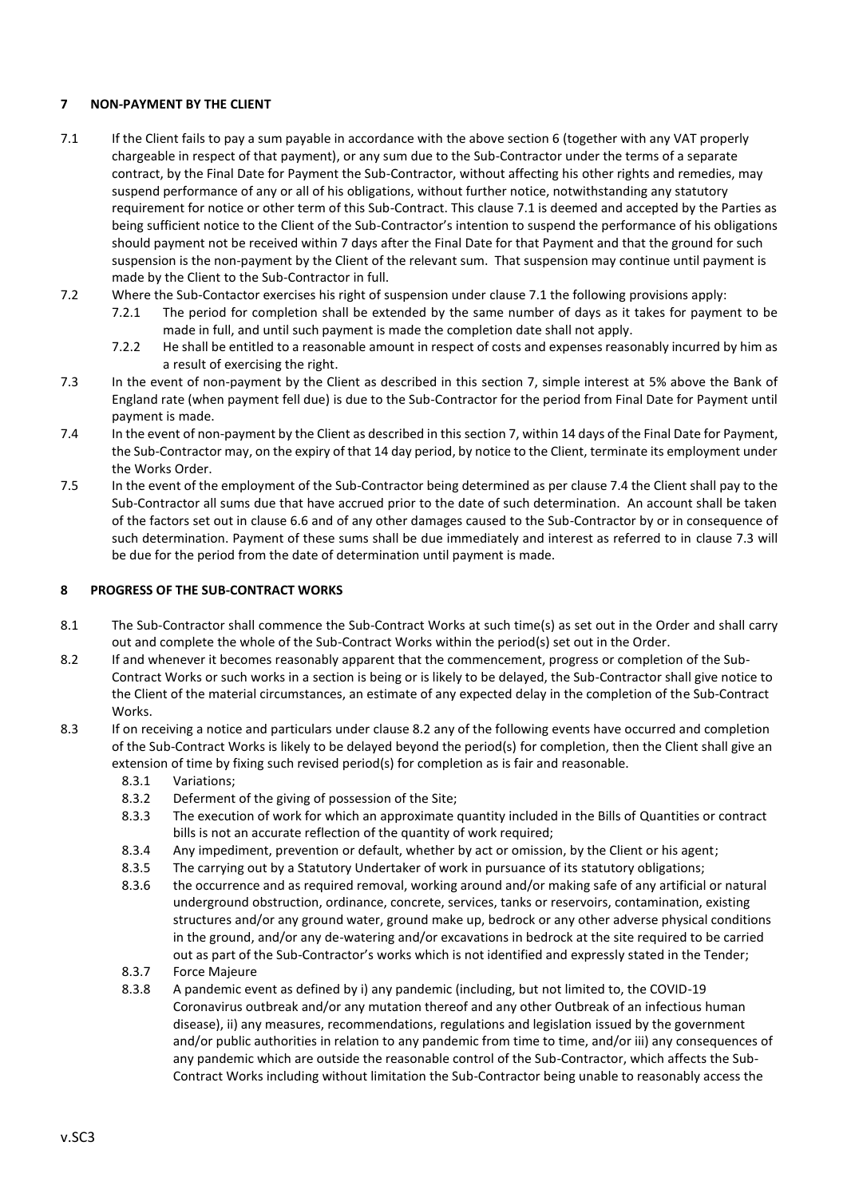## 7 NON-PAYMENT BY THE CLIENT

7.1 If the Client fails to pay a sum payable in accordance with the above section 6 (together with any VAT properly chargeable in respect of that payment), or any sum due to the Sub-Contractor under the terms of a separate contract, by the Final Date for Payment the Sub-Contractor, without affecting his other rights and remedies, may suspend performance of any or all of his obligations, without further notice, notwithstanding any statutory requirement for notice or other term of this Sub-Contract. This clause 7.1 is deemed and accepted by the Parties as being sufficient notice to the Client of the Sub-Contractor's intention to suspend the performance of his obligations should payment not be received within 7 days after the Final Date for that Payment and that the ground for such suspension is the non-payment by the Client of the relevant sum. That suspension may continue until payment is made by the Client to the Sub-Contractor in full.

7.2 Where the Sub-Contactor exercises his right of suspension under clause 7.1 the following provisions apply:

- 7.2.1 The period for completion shall be extended by the same number of days as it takes for payment to be made in full, and until such payment is made the completion date shall not apply.
- 7.2.2 He shall be entitled to a reasonable amount in respect of costs and expenses reasonably incurred by him as a result of exercising the right.

7.3 In the event of non-payment by the Client as described in this section 7, simple interest at 5% above the Bank of England rate (when payment fell due) is due to the Sub-Contractor for the period from Final Date for Payment until payment is made.

7.4 In the event of non-payment by the Client as described in this section 7, within 14 days of the Final Date for Payment, the Sub-Contractor may, on the expiry of that 14 day period, by notice to the Client, terminate its employment under the Works Order.

7.5 In the event of the employment of the Sub-Contractor being determined as per clause 7.4 the Client shall pay to the Sub-Contractor all sums due that have accrued prior to the date of such determination. An account shall be taken of the factors set out in clause 6.6 and of any other damages caused to the Sub-Contractor by or in consequence of such determination. Payment of these sums shall be due immediately and interest as referred to in clause 7.3 will be due for the period from the date of determination until payment is made.

## 8 PROGRESS OF THE SUB-CONTRACT WORKS

8.1 The Sub-Contractor shall commence the Sub-Contract Works at such time(s) as set out in the Order and shall carry out and complete the whole of the Sub-Contract Works within the period(s) set out in the Order.

8.2 If and whenever it becomes reasonably apparent that the commencement, progress or completion of the Sub-Contract Works or such works in a section is being or is likely to be delayed, the Sub-Contractor shall give notice to the Client of the material circumstances, an estimate of any expected delay in the completion of the Sub-Contract Works.

8.3 If on receiving a notice and particulars under clause 8.2 any of the following events have occurred and completion of the Sub-Contract Works is likely to be delayed beyond the period(s) for completion, then the Client shall give an extension of time by fixing such revised period(s) for completion as is fair and reasonable.

- 8.3.1 Variations;
- 8.3.2 Deferment of the giving of possession of the Site;
- 8.3.3 The execution of work for which an approximate quantity included in the Bills of Quantities or contract bills is not an accurate reflection of the quantity of work required;
- 8.3.4 Any impediment, prevention or default, whether by act or omission, by the Client or his agent;
- 8.3.5 The carrying out by a Statutory Undertaker of work in pursuance of its statutory obligations;
- 8.3.6 the occurrence and as required removal, working around and/or making safe of any artificial or natural underground obstruction, ordinance, concrete, services, tanks or reservoirs, contamination, existing structures and/or any ground water, ground make up, bedrock or any other adverse physical conditions in the ground, and/or any de-watering and/or excavations in bedrock at the site required to be carried out as part of the Sub-Contractor's works which is not identified and expressly stated in the Tender;
- 8.3.7 Force Majeure
- 8.3.8 A pandemic event as defined by i) any pandemic (including, but not limited to, the COVID-19 Coronavirus outbreak and/or any mutation thereof and any other Outbreak of an infectious human disease), ii) any measures, recommendations, regulations and legislation issued by the government and/or public authorities in relation to any pandemic from time to time, and/or iii) any consequences of any pandemic which are outside the reasonable control of the Sub-Contractor, which affects the Sub-Contract Works including without limitation the Sub-Contractor being unable to reasonably access the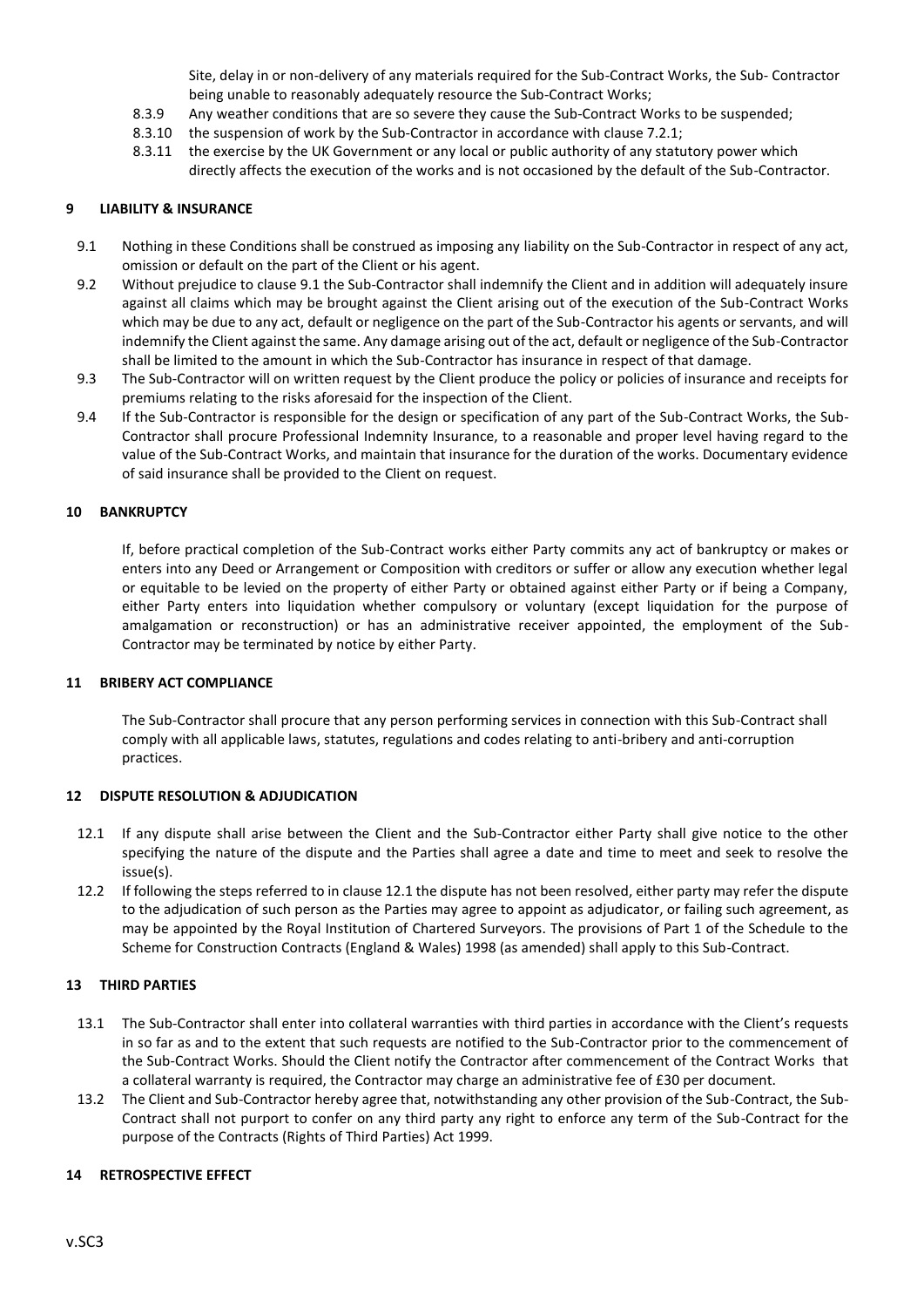Site, delay in or non-delivery of any materials required for the Sub-Contract Works, the Sub- Contractor being unable to reasonably adequately resource the Sub-Contract Works;

8.3.9 Any weather conditions that are so severe they cause the Sub-Contract Works to be suspended;

8.3.10 the suspension of work by the Sub-Contractor in accordance with clause 7.2.1;

8.3.11 the exercise by the UK Government or any local or public authority of any statutory power which directly affects the execution of the works and is not occasioned by the default of the Sub-Contractor.

## 9 LIABILITY & INSURANCE

9.1 Nothing in these Conditions shall be construed as imposing any liability on the Sub-Contractor in respect of any act, omission or default on the part of the Client or his agent.

9.2 Without prejudice to clause 9.1 the Sub-Contractor shall indemnify the Client and in addition will adequately insure against all claims which may be brought against the Client arising out of the execution of the Sub-Contract Works which may be due to any act, default or negligence on the part of the Sub-Contractor his agents or servants, and will indemnify the Client against the same. Any damage arising out of the act, default or negligence of the Sub-Contractor shall be limited to the amount in which the Sub-Contractor has insurance in respect of that damage.

9.3 The Sub-Contractor will on written request by the Client produce the policy or policies of insurance and receipts for premiums relating to the risks aforesaid for the inspection of the Client.

9.4 If the Sub-Contractor is responsible for the design or specification of any part of the Sub-Contract Works, the Sub-Contractor shall procure Professional Indemnity Insurance, to a reasonable and proper level having regard to the value of the Sub-Contract Works, and maintain that insurance for the duration of the works. Documentary evidence of said insurance shall be provided to the Client on request.

## 10 BANKRUPTCY

If, before practical completion of the Sub-Contract works either Party commits any act of bankruptcy or makes or enters into any Deed or Arrangement or Composition with creditors or suffer or allow any execution whether legal or equitable to be levied on the property of either Party or obtained against either Party or if being a Company, either Party enters into liquidation whether compulsory or voluntary (except liquidation for the purpose of amalgamation or reconstruction) or has an administrative receiver appointed, the employment of the Sub-Contractor may be terminated by notice by either Party.

## 11 BRIBERY ACT COMPLIANCE

The Sub-Contractor shall procure that any person performing services in connection with this Sub-Contract shall comply with all applicable laws, statutes, regulations and codes relating to anti-bribery and anti-corruption practices.

## 12 DISPUTE RESOLUTION & ADJUDICATION

12.1 If any dispute shall arise between the Client and the Sub-Contractor either Party shall give notice to the other specifying the nature of the dispute and the Parties shall agree a date and time to meet and seek to resolve the issue(s).

12.2 If following the steps referred to in clause 12.1 the dispute has not been resolved, either party may refer the dispute to the adjudication of such person as the Parties may agree to appoint as adjudicator, or failing such agreement, as may be appointed by the Royal Institution of Chartered Surveyors. The provisions of Part 1 of the Schedule to the Scheme for Construction Contracts (England & Wales) 1998 (as amended) shall apply to this Sub-Contract.

## 13 THIRD PARTIES

13.1 The Sub-Contractor shall enter into collateral warranties with third parties in accordance with the Client's requests in so far as and to the extent that such requests are notified to the Sub-Contractor prior to the commencement of the Sub-Contract Works. Should the Client notify the Contractor after commencement of the Contract Works that a collateral warranty is required, the Contractor may charge an administrative fee of £30 per document.

13.2 The Client and Sub-Contractor hereby agree that, notwithstanding any other provision of the Sub-Contract, the Sub-Contract shall not purport to confer on any third party any right to enforce any term of the Sub-Contract for the purpose of the Contracts (Rights of Third Parties) Act 1999.

## 14 RETROSPECTIVE EFFECT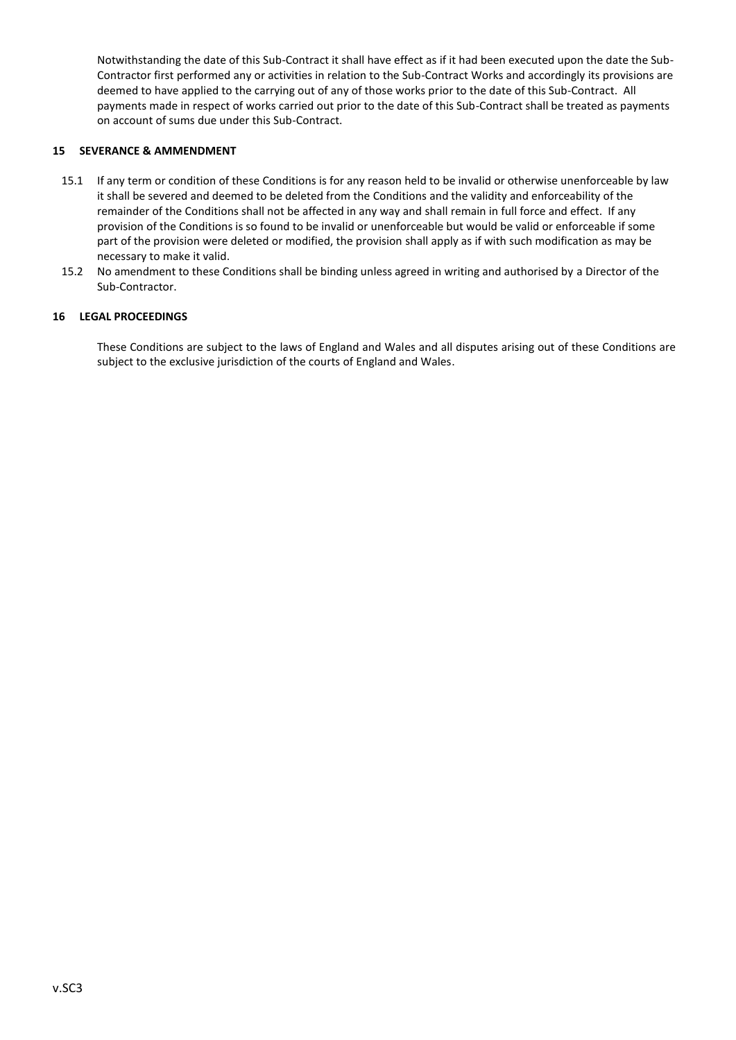Notwithstanding the date of this Sub-Contract it shall have effect as if it had been executed upon the date the Sub-Contractor first performed any or activities in relation to the Sub-Contract Works and accordingly its provisions are deemed to have applied to the carrying out of any of those works prior to the date of this Sub-Contract. All payments made in respect of works carried out prior to the date of this Sub-Contract shall be treated as payments on account of sums due under this Sub-Contract.

**15 SEVERANCE & AMMENDMENT**

15.1 If any term or condition of these Conditions is for any reason held to be invalid or otherwise unenforceable by law it shall be severed and deemed to be deleted from the Conditions and the validity and enforceability of the remainder of the Conditions shall not be affected in any way and shall remain in full force and effect. If any provision of the Conditions is so found to be invalid or unenforceable but would be valid or enforceable if some part of the provision were deleted or modified, the provision shall apply as if with such modification as may be necessary to make it valid.

15.2 No amendment to these Conditions shall be binding unless agreed in writing and authorised by a Director of the Sub-Contractor.

**16 LEGAL PROCEEDINGS**

These Conditions are subject to the laws of England and Wales and all disputes arising out of these Conditions are subject to the exclusive jurisdiction of the courts of England and Wales.

v.SC3